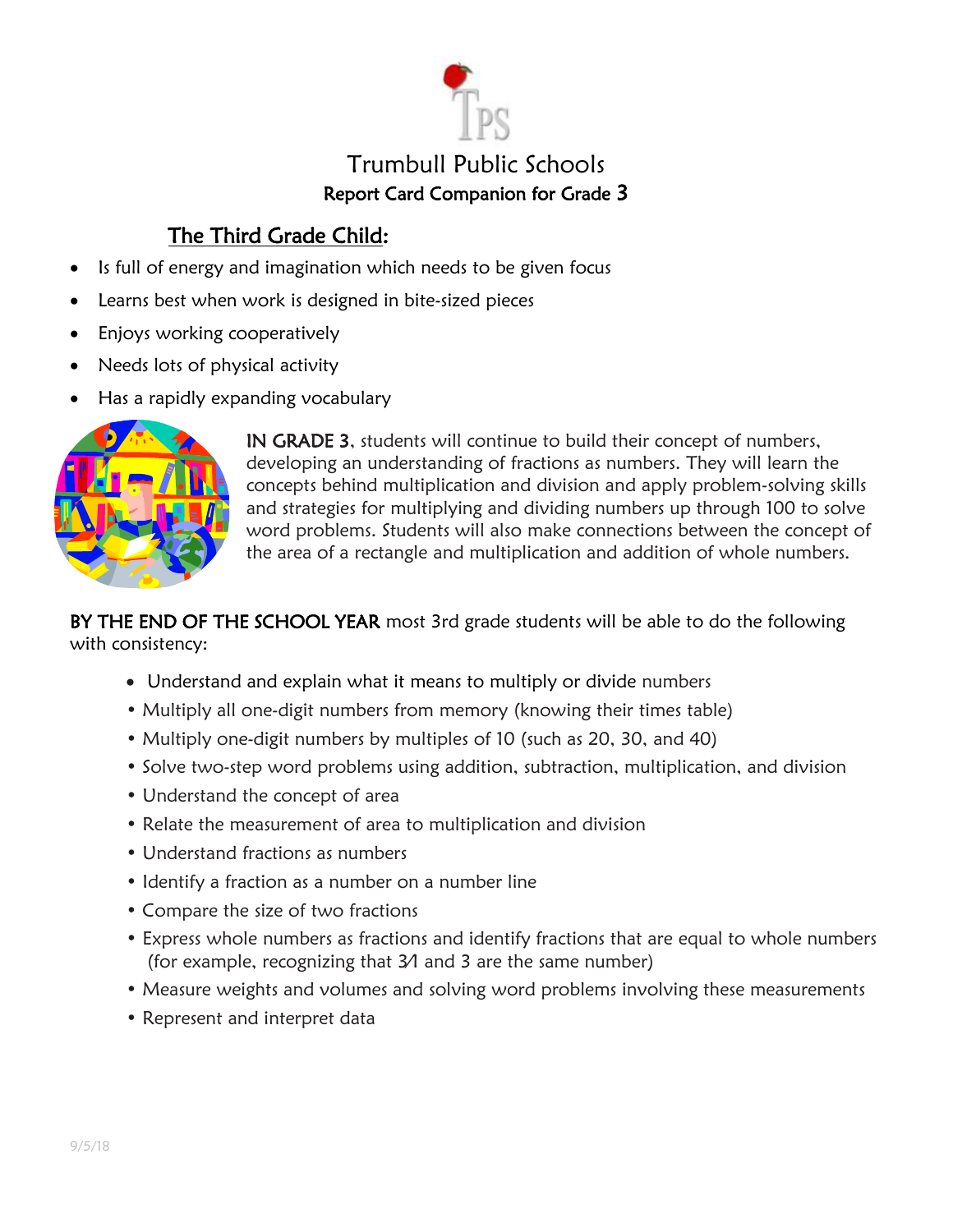# Trumbull Public Schools

## Report Card Companion for Grade 3

### The Third Grade Child:

- Is full of energy and imagination which needs to be given focus
- Learns best when work is designed in bite-sized pieces
- Enjoys working cooperatively
- Needs lots of physical activity
- Has a rapidly expanding vocabulary

**IN GRADE 3**, students will continue to build their concept of numbers, developing an understanding of fractions as numbers. They will learn the concepts behind multiplication and division and apply problem-solving skills and strategies for multiplying and dividing numbers up through 100 to solve word problems. Students will also make connections between the concept of the area of a rectangle and multiplication and addition of whole numbers.

**BY THE END OF THE SCHOOL YEAR** most 3rd grade students will be able to do the following with consistency:

- Understand and explain what it means to multiply or divide numbers
- Multiply all one-digit numbers from memory (knowing their times table)
- Multiply one-digit numbers by multiples of 10 (such as 20, 30, and 40)
- Solve two-step word problems using addition, subtraction, multiplication, and division
- Understand the concept of area
- Relate the measurement of area to multiplication and division
- Understand fractions as numbers
- Identify a fraction as a number on a number line
- Compare the size of two fractions
- Express whole numbers as fractions and identify fractions that are equal to whole numbers (for example, recognizing that 3/1 and 3 are the same number)
- Measure weights and volumes and solving word problems involving these measurements
- Represent and interpret data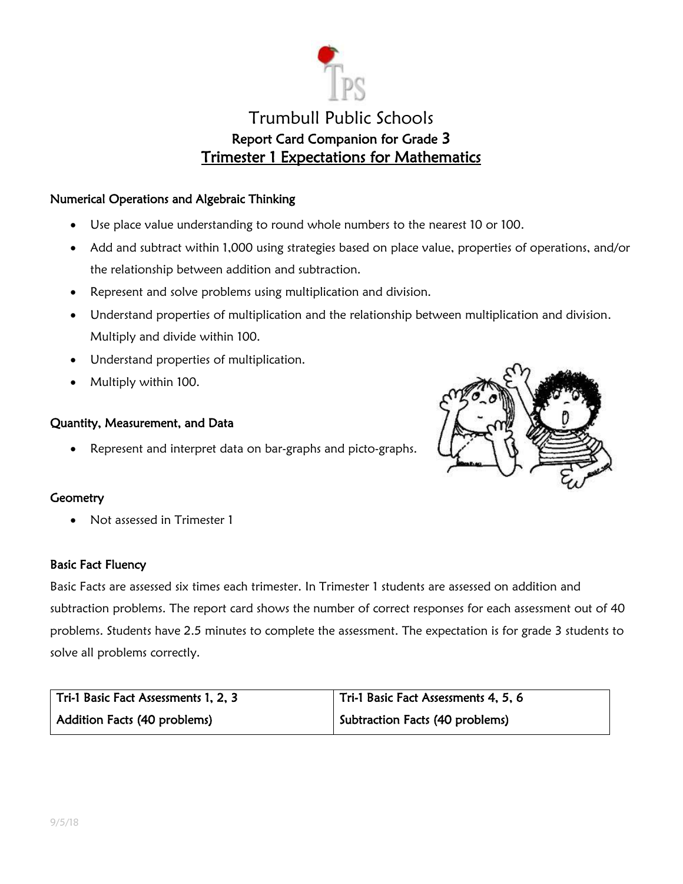# Trumbull Public Schools

## Report Card Companion for Grade 3

## Trimester 1 Expectations for Mathematics

### Numerical Operations and Algebraic Thinking

- Use place value understanding to round whole numbers to the nearest 10 or 100.
- Add and subtract within 1,000 using strategies based on place value, properties of operations, and/or the relationship between addition and subtraction.
- Represent and solve problems using multiplication and division.
- Understand properties of multiplication and the relationship between multiplication and division. Multiply and divide within 100.
- Understand properties of multiplication.
- Multiply within 100.

### Quantity, Measurement, and Data

- Represent and interpret data on bar-graphs and picto-graphs.

### Geometry

- Not assessed in Trimester 1

### Basic Fact Fluency

Basic Facts are assessed six times each trimester. In Trimester 1 students are assessed on addition and subtraction problems. The report card shows the number of correct responses for each assessment out of 40 problems. Students have 2.5 minutes to complete the assessment. The expectation is for grade 3 students to solve all problems correctly.

| Tri-1 Basic Fact Assessments 1, 2, 3 | Tri-1 Basic Fact Assessments 4, 5, 6 |
| --- | --- |
| Addition Facts (40 problems) | Subtraction Facts (40 problems) |

9/5/18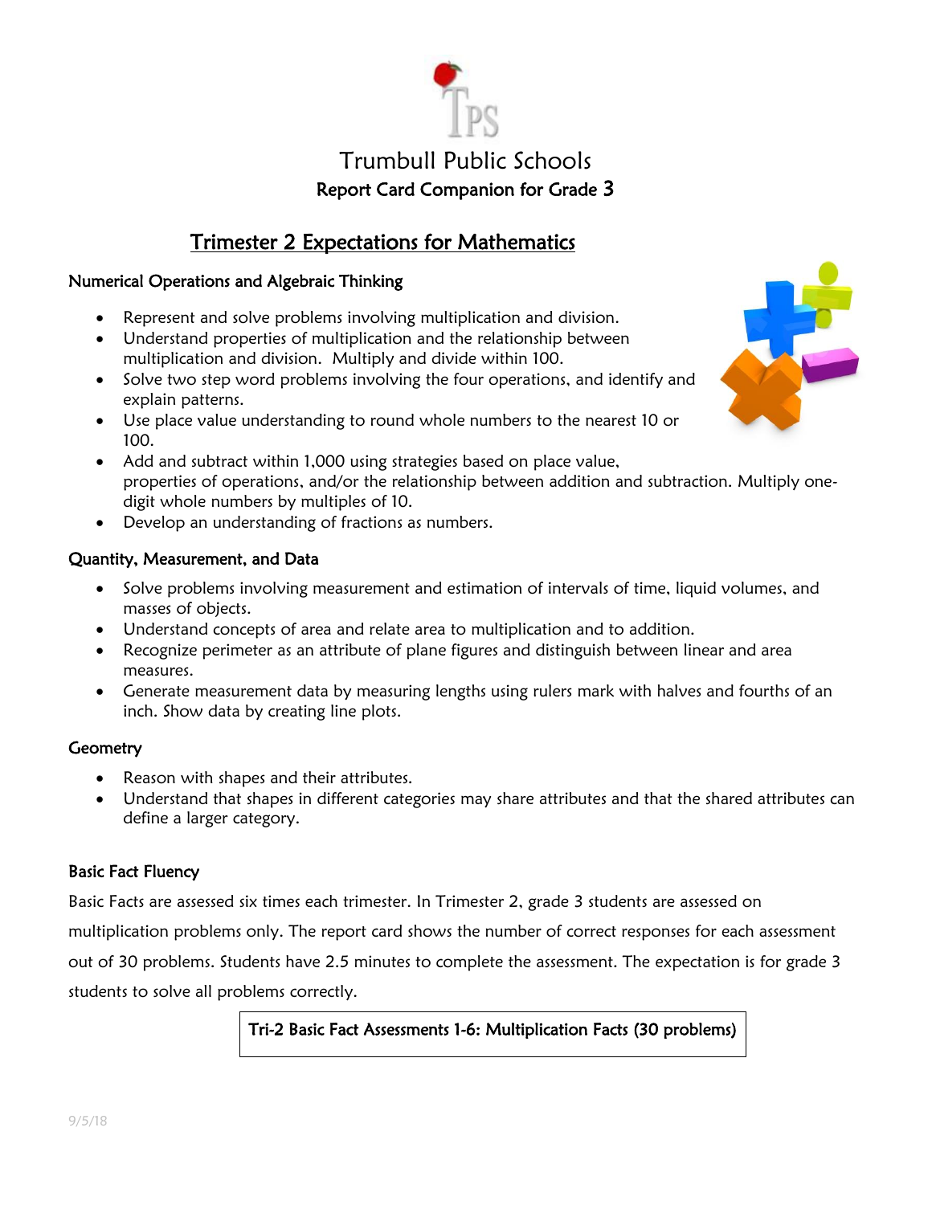# Trumbull Public Schools

## Report Card Companion for Grade 3

## Trimester 2 Expectations for Mathematics

### Numerical Operations and Algebraic Thinking

- Represent and solve problems involving multiplication and division.
- Understand properties of multiplication and the relationship between multiplication and division. Multiply and divide within 100.
- Solve two step word problems involving the four operations, and identify and explain patterns.
- Use place value understanding to round whole numbers to the nearest 10 or 100.
- Add and subtract within 1,000 using strategies based on place value, properties of operations, and/or the relationship between addition and subtraction. Multiply one-digit whole numbers by multiples of 10.
- Develop an understanding of fractions as numbers.

### Quantity, Measurement, and Data

- Solve problems involving measurement and estimation of intervals of time, liquid volumes, and masses of objects.
- Understand concepts of area and relate area to multiplication and to addition.
- Recognize perimeter as an attribute of plane figures and distinguish between linear and area measures.
- Generate measurement data by measuring lengths using rulers mark with halves and fourths of an inch. Show data by creating line plots.

### Geometry

- Reason with shapes and their attributes.
- Understand that shapes in different categories may share attributes and that the shared attributes can define a larger category.

### Basic Fact Fluency

Basic Facts are assessed six times each trimester. In Trimester 2, grade 3 students are assessed on multiplication problems only. The report card shows the number of correct responses for each assessment out of 30 problems. Students have 2.5 minutes to complete the assessment. The expectation is for grade 3 students to solve all problems correctly.

**Tri-2 Basic Fact Assessments 1-6: Multiplication Facts (30 problems)**

9/5/18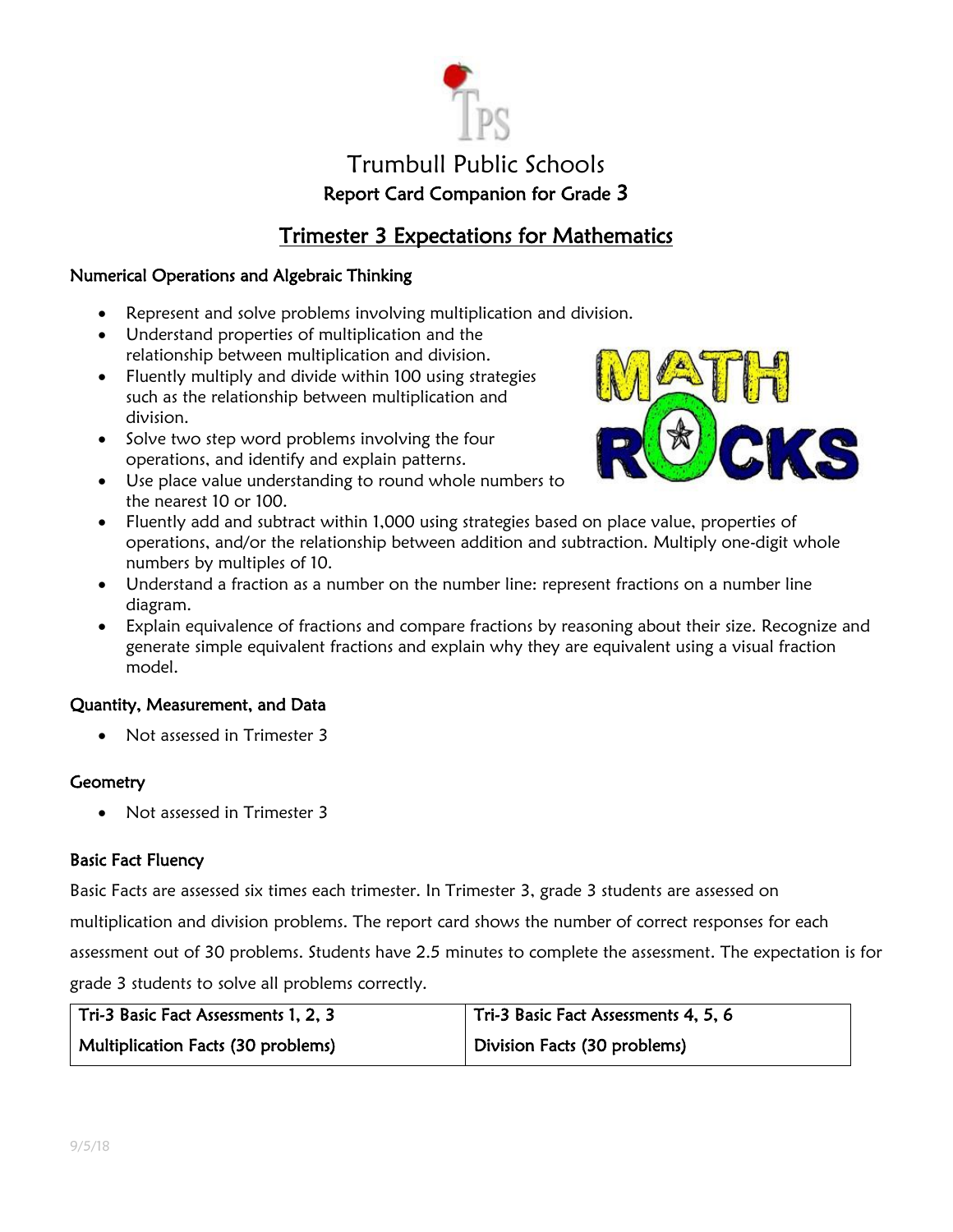# Trumbull Public Schools

## Report Card Companion for Grade 3

## Trimester 3 Expectations for Mathematics

### Numerical Operations and Algebraic Thinking

- Represent and solve problems involving multiplication and division.
- Understand properties of multiplication and the relationship between multiplication and division.
- Fluently multiply and divide within 100 using strategies such as the relationship between multiplication and division.
- Solve two step word problems involving the four operations, and identify and explain patterns.
- Use place value understanding to round whole numbers to the nearest 10 or 100.
- Fluently add and subtract within 1,000 using strategies based on place value, properties of operations, and/or the relationship between addition and subtraction. Multiply one-digit whole numbers by multiples of 10.
- Understand a fraction as a number on the number line: represent fractions on a number line diagram.
- Explain equivalence of fractions and compare fractions by reasoning about their size. Recognize and generate simple equivalent fractions and explain why they are equivalent using a visual fraction model.

### Quantity, Measurement, and Data

- Not assessed in Trimester 3

### Geometry

- Not assessed in Trimester 3

### Basic Fact Fluency

Basic Facts are assessed six times each trimester. In Trimester 3, grade 3 students are assessed on multiplication and division problems. The report card shows the number of correct responses for each assessment out of 30 problems. Students have 2.5 minutes to complete the assessment. The expectation is for grade 3 students to solve all problems correctly.

| Tri-3 Basic Fact Assessments 1, 2, 3 | Tri-3 Basic Fact Assessments 4, 5, 6 |
|---|---|
| Multiplication Facts (30 problems) | Division Facts (30 problems) |